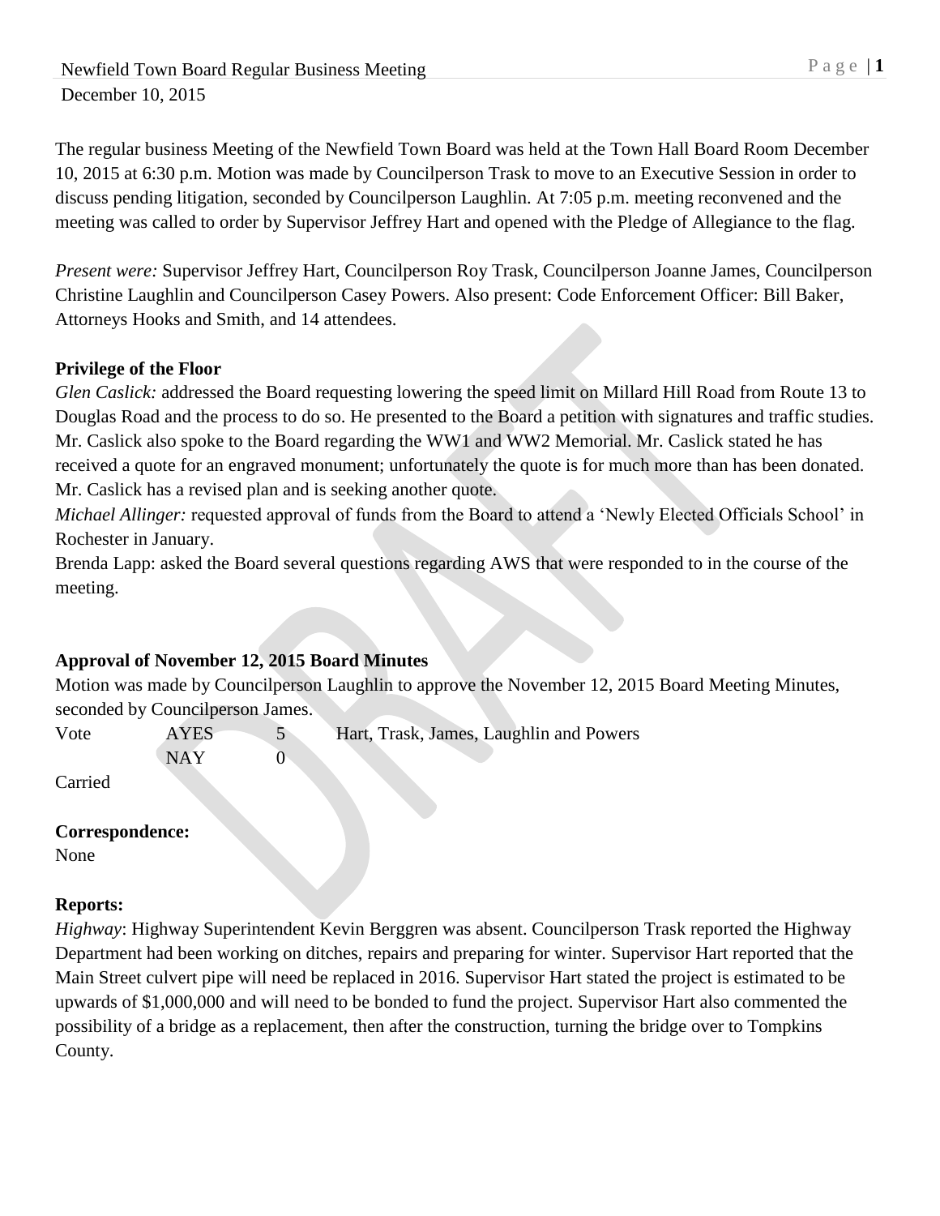Newfield Town Board Regular Business Meeting
December 10, 2015

The regular business Meeting of the Newfield Town Board was held at the Town Hall Board Room December 10, 2015 at 6:30 p.m. Motion was made by Councilperson Trask to move to an Executive Session in order to discuss pending litigation, seconded by Councilperson Laughlin. At 7:05 p.m. meeting reconvened and the meeting was called to order by Supervisor Jeffrey Hart and opened with the Pledge of Allegiance to the flag.

*Present were:* Supervisor Jeffrey Hart, Councilperson Roy Trask, Councilperson Joanne James, Councilperson Christine Laughlin and Councilperson Casey Powers. Also present: Code Enforcement Officer: Bill Baker, Attorneys Hooks and Smith, and 14 attendees.

**Privilege of the Floor**

*Glen Caslick:* addressed the Board requesting lowering the speed limit on Millard Hill Road from Route 13 to Douglas Road and the process to do so. He presented to the Board a petition with signatures and traffic studies. Mr. Caslick also spoke to the Board regarding the WW1 and WW2 Memorial. Mr. Caslick stated he has received a quote for an engraved monument; unfortunately the quote is for much more than has been donated. Mr. Caslick has a revised plan and is seeking another quote.

*Michael Allinger:* requested approval of funds from the Board to attend a 'Newly Elected Officials School' in Rochester in January.

Brenda Lapp: asked the Board several questions regarding AWS that were responded to in the course of the meeting.

**Approval of November 12, 2015 Board Minutes**

Motion was made by Councilperson Laughlin to approve the November 12, 2015 Board Meeting Minutes, seconded by Councilperson James.

| Vote | AYES | 5 | Hart, Trask, James, Laughlin and Powers |
|---|---|---|---|
| | NAY | 0 | |

Carried

**Correspondence:**

None

**Reports:**

*Highway*: Highway Superintendent Kevin Berggren was absent. Councilperson Trask reported the Highway Department had been working on ditches, repairs and preparing for winter. Supervisor Hart reported that the Main Street culvert pipe will need be replaced in 2016. Supervisor Hart stated the project is estimated to be upwards of $1,000,000 and will need to be bonded to fund the project. Supervisor Hart also commented the possibility of a bridge as a replacement, then after the construction, turning the bridge over to Tompkins County.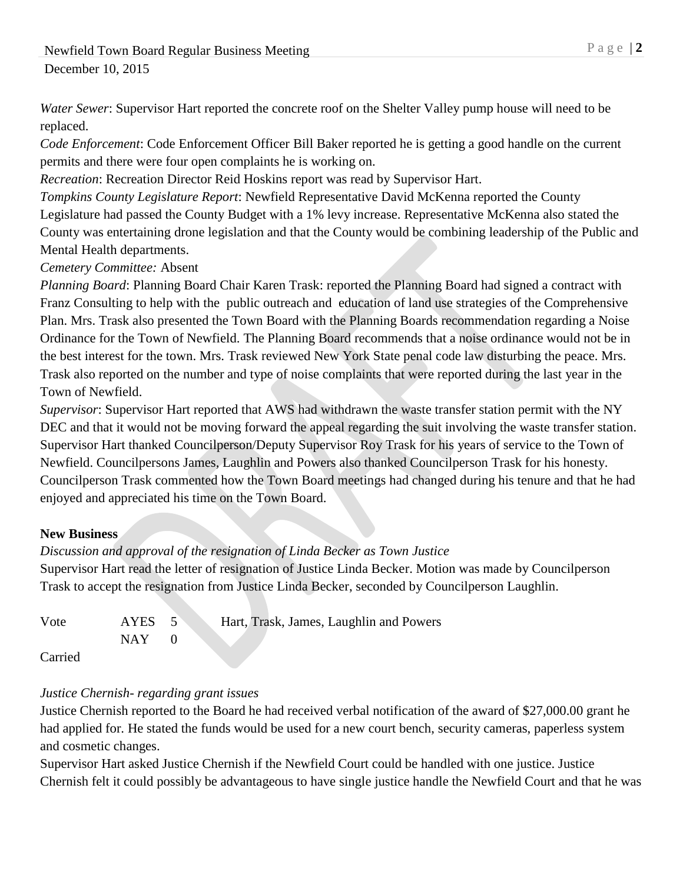*Water Sewer*: Supervisor Hart reported the concrete roof on the Shelter Valley pump house will need to be replaced.
*Code Enforcement*: Code Enforcement Officer Bill Baker reported he is getting a good handle on the current permits and there were four open complaints he is working on.
*Recreation*: Recreation Director Reid Hoskins report was read by Supervisor Hart.
*Tompkins County Legislature Report*: Newfield Representative David McKenna reported the County Legislature had passed the County Budget with a 1% levy increase. Representative McKenna also stated the County was entertaining drone legislation and that the County would be combining leadership of the Public and Mental Health departments.
*Cemetery Committee:* Absent
*Planning Board*: Planning Board Chair Karen Trask: reported the Planning Board had signed a contract with Franz Consulting to help with the public outreach and education of land use strategies of the Comprehensive Plan. Mrs. Trask also presented the Town Board with the Planning Boards recommendation regarding a Noise Ordinance for the Town of Newfield. The Planning Board recommends that a noise ordinance would not be in the best interest for the town. Mrs. Trask reviewed New York State penal code law disturbing the peace. Mrs. Trask also reported on the number and type of noise complaints that were reported during the last year in the Town of Newfield.
*Supervisor*: Supervisor Hart reported that AWS had withdrawn the waste transfer station permit with the NY DEC and that it would not be moving forward the appeal regarding the suit involving the waste transfer station. Supervisor Hart thanked Councilperson/Deputy Supervisor Roy Trask for his years of service to the Town of Newfield. Councilpersons James, Laughlin and Powers also thanked Councilperson Trask for his honesty. Councilperson Trask commented how the Town Board meetings had changed during his tenure and that he had enjoyed and appreciated his time on the Town Board.

**New Business**

*Discussion and approval of the resignation of Linda Becker as Town Justice*
Supervisor Hart read the letter of resignation of Justice Linda Becker. Motion was made by Councilperson Trask to accept the resignation from Justice Linda Becker, seconded by Councilperson Laughlin.

| Vote | AYES | 5 | Hart, Trask, James, Laughlin and Powers |
|---|---|---|---|
| | NAY | 0 | |

Carried

*Justice Chernish- regarding grant issues*
Justice Chernish reported to the Board he had received verbal notification of the award of $27,000.00 grant he had applied for. He stated the funds would be used for a new court bench, security cameras, paperless system and cosmetic changes.
Supervisor Hart asked Justice Chernish if the Newfield Court could be handled with one justice. Justice Chernish felt it could possibly be advantageous to have single justice handle the Newfield Court and that he was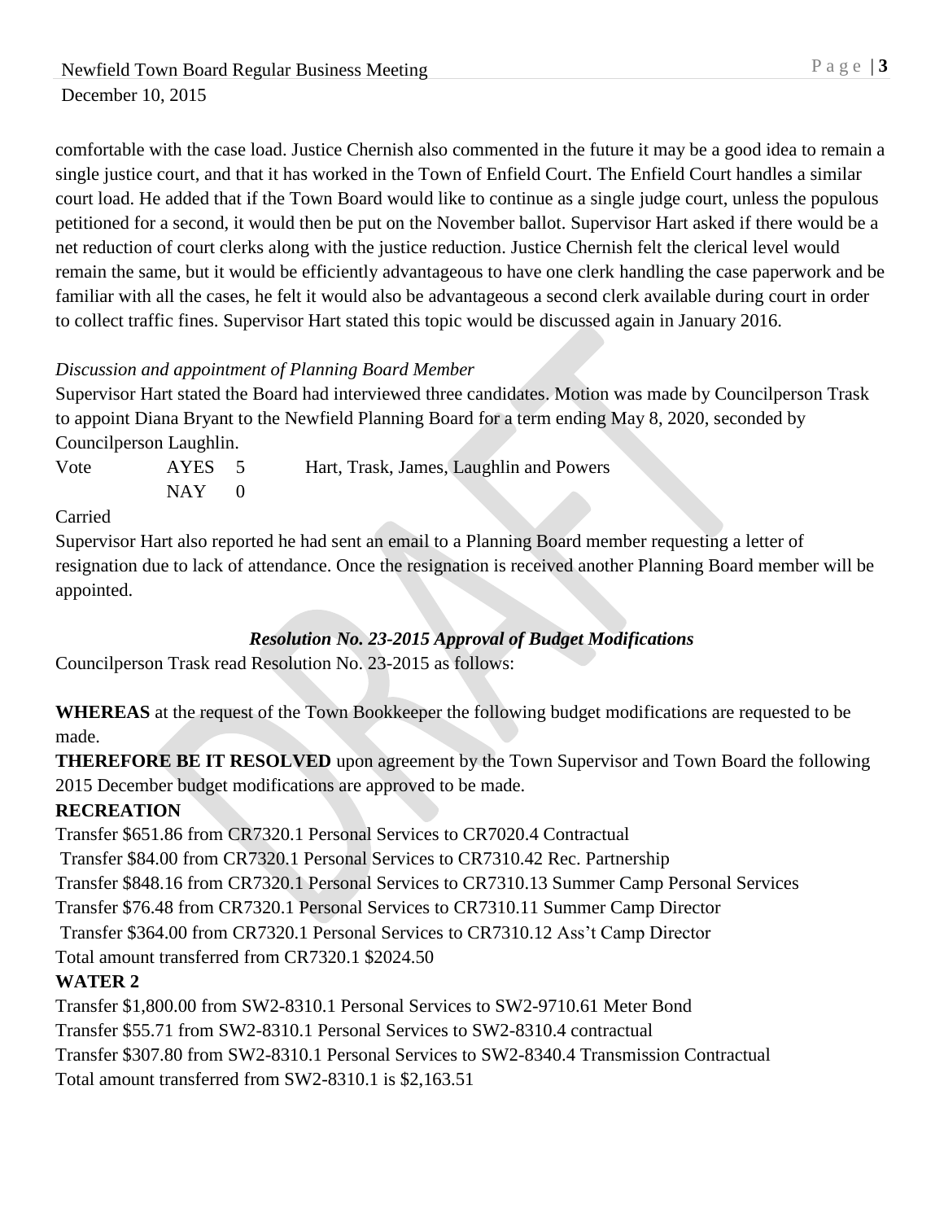comfortable with the case load. Justice Chernish also commented in the future it may be a good idea to remain a single justice court, and that it has worked in the Town of Enfield Court. The Enfield Court handles a similar court load. He added that if the Town Board would like to continue as a single judge court, unless the populous petitioned for a second, it would then be put on the November ballot. Supervisor Hart asked if there would be a net reduction of court clerks along with the justice reduction. Justice Chernish felt the clerical level would remain the same, but it would be efficiently advantageous to have one clerk handling the case paperwork and be familiar with all the cases, he felt it would also be advantageous a second clerk available during court in order to collect traffic fines. Supervisor Hart stated this topic would be discussed again in January 2016.

*Discussion and appointment of Planning Board Member*

Supervisor Hart stated the Board had interviewed three candidates. Motion was made by Councilperson Trask to appoint Diana Bryant to the Newfield Planning Board for a term ending May 8, 2020, seconded by Councilperson Laughlin.

Vote AYES 5 Hart, Trask, James, Laughlin and Powers
NAY 0

Carried

Supervisor Hart also reported he had sent an email to a Planning Board member requesting a letter of resignation due to lack of attendance. Once the resignation is received another Planning Board member will be appointed.

***Resolution No. 23-2015 Approval of Budget Modifications***

Councilperson Trask read Resolution No. 23-2015 as follows:

**WHEREAS** at the request of the Town Bookkeeper the following budget modifications are requested to be made.

**THEREFORE BE IT RESOLVED** upon agreement by the Town Supervisor and Town Board the following 2015 December budget modifications are approved to be made.

**RECREATION**

Transfer $651.86 from CR7320.1 Personal Services to CR7020.4 Contractual
Transfer $84.00 from CR7320.1 Personal Services to CR7310.42 Rec. Partnership
Transfer $848.16 from CR7320.1 Personal Services to CR7310.13 Summer Camp Personal Services
Transfer $76.48 from CR7320.1 Personal Services to CR7310.11 Summer Camp Director
Transfer $364.00 from CR7320.1 Personal Services to CR7310.12 Ass't Camp Director
Total amount transferred from CR7320.1 $2024.50

**WATER 2**

Transfer $1,800.00 from SW2-8310.1 Personal Services to SW2-9710.61 Meter Bond
Transfer $55.71 from SW2-8310.1 Personal Services to SW2-8310.4 contractual
Transfer $307.80 from SW2-8310.1 Personal Services to SW2-8340.4 Transmission Contractual
Total amount transferred from SW2-8310.1 is $2,163.51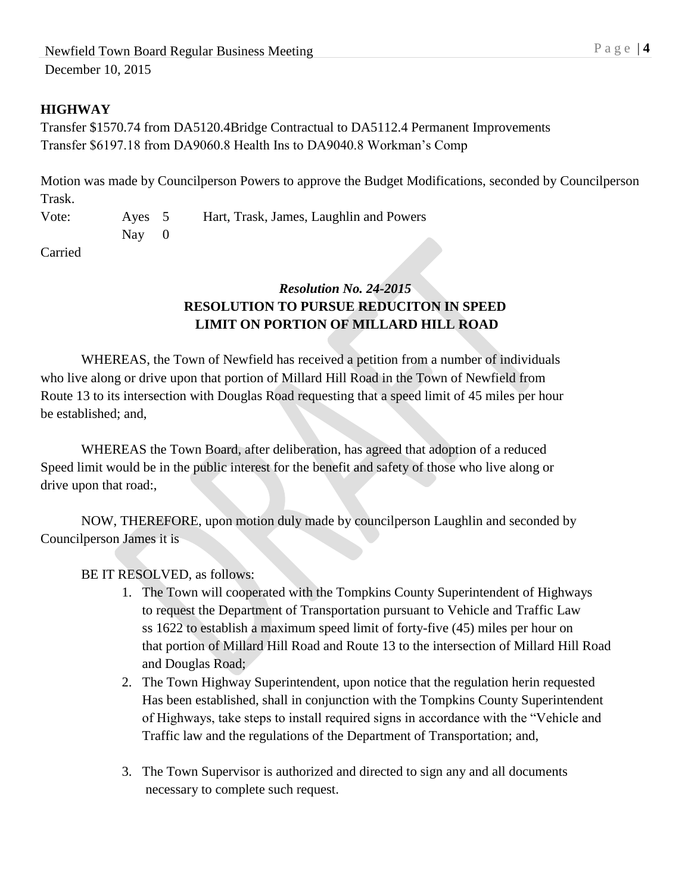## HIGHWAY

Transfer $1570.74 from DA5120.4Bridge Contractual to DA5112.4 Permanent Improvements
Transfer $6197.18 from DA9060.8 Health Ins to DA9040.8 Workman's Comp

Motion was made by Councilperson Powers to approve the Budget Modifications, seconded by Councilperson Trask.

Vote: Ayes 5 Hart, Trask, James, Laughlin and Powers
Nay 0

Carried

### *Resolution No. 24-2015*
### RESOLUTION TO PURSUE REDUCITON IN SPEED LIMIT ON PORTION OF MILLARD HILL ROAD

WHEREAS, the Town of Newfield has received a petition from a number of individuals who live along or drive upon that portion of Millard Hill Road in the Town of Newfield from Route 13 to its intersection with Douglas Road requesting that a speed limit of 45 miles per hour be established; and,

WHEREAS the Town Board, after deliberation, has agreed that adoption of a reduced Speed limit would be in the public interest for the benefit and safety of those who live along or drive upon that road:,

NOW, THEREFORE, upon motion duly made by councilperson Laughlin and seconded by Councilperson James it is

BE IT RESOLVED, as follows:

1. The Town will cooperated with the Tompkins County Superintendent of Highways to request the Department of Transportation pursuant to Vehicle and Traffic Law ss 1622 to establish a maximum speed limit of forty-five (45) miles per hour on that portion of Millard Hill Road and Route 13 to the intersection of Millard Hill Road and Douglas Road;
2. The Town Highway Superintendent, upon notice that the regulation herin requested Has been established, shall in conjunction with the Tompkins County Superintendent of Highways, take steps to install required signs in accordance with the "Vehicle and Traffic law and the regulations of the Department of Transportation; and,
3. The Town Supervisor is authorized and directed to sign any and all documents necessary to complete such request.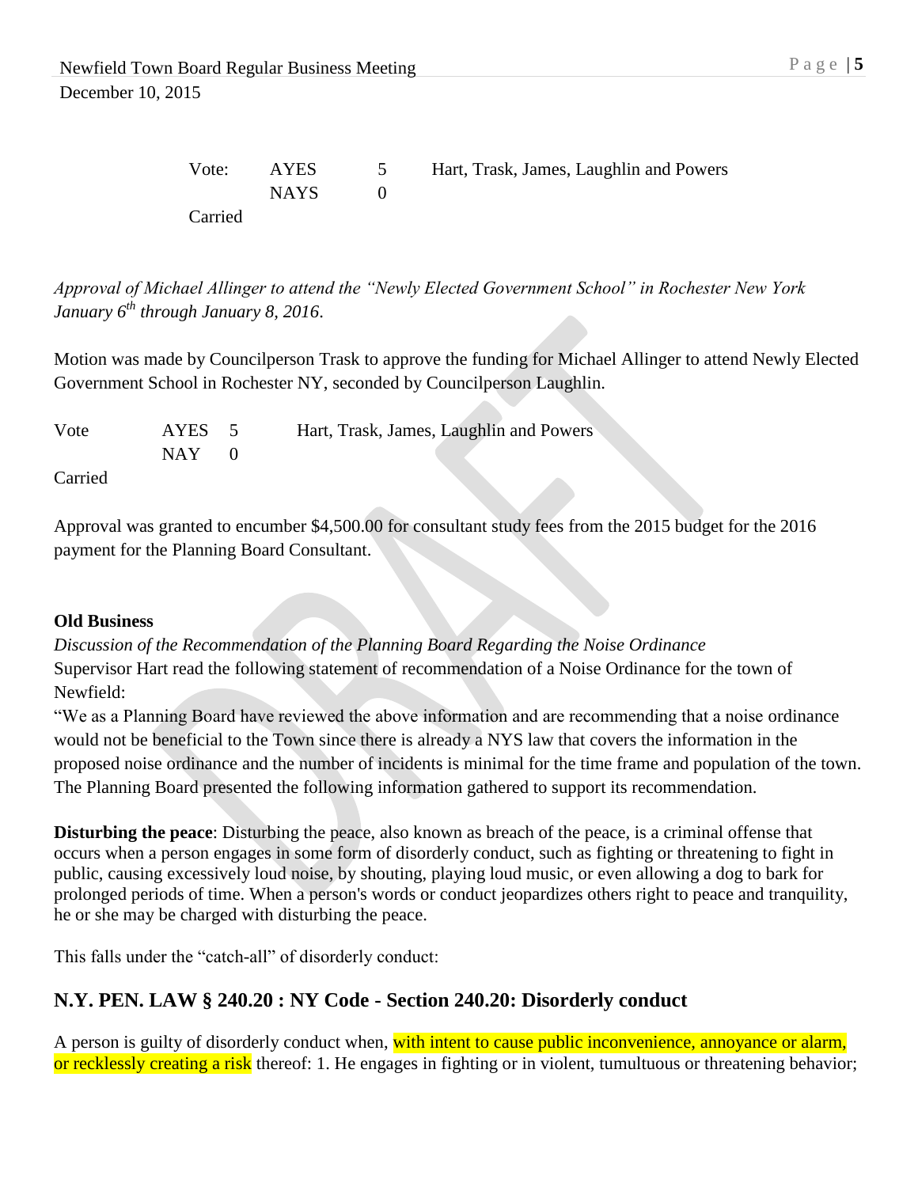| Vote: | AYES | 5 | Hart, Trask, James, Laughlin and Powers |
| --- | --- | --- | --- |
| | NAYS | 0 | |
| Carried | | | |

*Approval of Michael Allinger to attend the "Newly Elected Government School" in Rochester New York January 6th through January 8, 2016.*

Motion was made by Councilperson Trask to approve the funding for Michael Allinger to attend Newly Elected Government School in Rochester NY, seconded by Councilperson Laughlin.

| Vote | AYES | 5 | Hart, Trask, James, Laughlin and Powers |
| --- | --- | --- | --- |
| | NAY | 0 | |
| Carried | | | |

Approval was granted to encumber $4,500.00 for consultant study fees from the 2015 budget for the 2016 payment for the Planning Board Consultant.

**Old Business**

*Discussion of the Recommendation of the Planning Board Regarding the Noise Ordinance*

Supervisor Hart read the following statement of recommendation of a Noise Ordinance for the town of Newfield:

"We as a Planning Board have reviewed the above information and are recommending that a noise ordinance would not be beneficial to the Town since there is already a NYS law that covers the information in the proposed noise ordinance and the number of incidents is minimal for the time frame and population of the town. The Planning Board presented the following information gathered to support its recommendation.

**Disturbing the peace**: Disturbing the peace, also known as breach of the peace, is a criminal offense that occurs when a person engages in some form of disorderly conduct, such as fighting or threatening to fight in public, causing excessively loud noise, by shouting, playing loud music, or even allowing a dog to bark for prolonged periods of time. When a person's words or conduct jeopardizes others right to peace and tranquility, he or she may be charged with disturbing the peace.

This falls under the "catch-all" of disorderly conduct:

## N.Y. PEN. LAW § 240.20 : NY Code - Section 240.20: Disorderly conduct

A person is guilty of disorderly conduct when, with intent to cause public inconvenience, annoyance or alarm, or recklessly creating a risk thereof: 1. He engages in fighting or in violent, tumultuous or threatening behavior;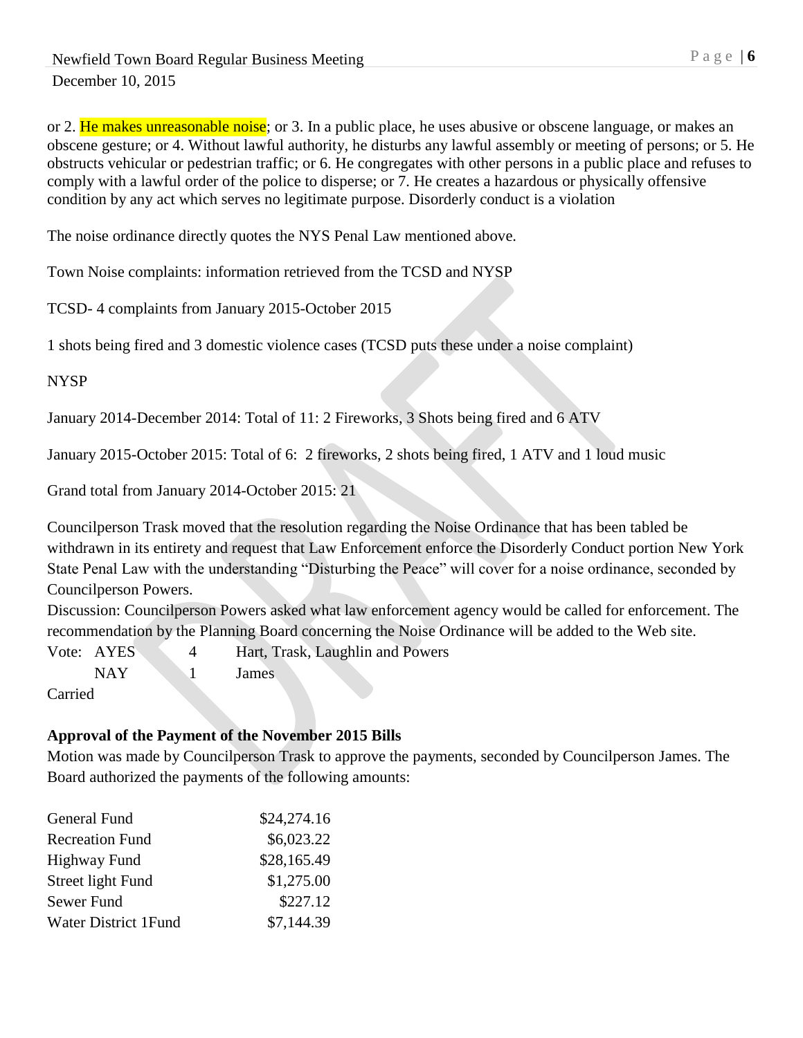or 2. He makes unreasonable noise; or 3. In a public place, he uses abusive or obscene language, or makes an obscene gesture; or 4. Without lawful authority, he disturbs any lawful assembly or meeting of persons; or 5. He obstructs vehicular or pedestrian traffic; or 6. He congregates with other persons in a public place and refuses to comply with a lawful order of the police to disperse; or 7. He creates a hazardous or physically offensive condition by any act which serves no legitimate purpose. Disorderly conduct is a violation

The noise ordinance directly quotes the NYS Penal Law mentioned above.

Town Noise complaints: information retrieved from the TCSD and NYSP

TCSD- 4 complaints from January 2015-October 2015

1 shots being fired and 3 domestic violence cases (TCSD puts these under a noise complaint)

NYSP

January 2014-December 2014: Total of 11: 2 Fireworks, 3 Shots being fired and 6 ATV

January 2015-October 2015: Total of 6: 2 fireworks, 2 shots being fired, 1 ATV and 1 loud music

Grand total from January 2014-October 2015: 21

Councilperson Trask moved that the resolution regarding the Noise Ordinance that has been tabled be withdrawn in its entirety and request that Law Enforcement enforce the Disorderly Conduct portion New York State Penal Law with the understanding "Disturbing the Peace" will cover for a noise ordinance, seconded by Councilperson Powers.

Discussion: Councilperson Powers asked what law enforcement agency would be called for enforcement. The recommendation by the Planning Board concerning the Noise Ordinance will be added to the Web site.

Vote: AYES 4 Hart, Trask, Laughlin and Powers
NAY 1 James

Carried

**Approval of the Payment of the November 2015 Bills**

Motion was made by Councilperson Trask to approve the payments, seconded by Councilperson James. The Board authorized the payments of the following amounts:

| | |
|---|---|
| General Fund | $24,274.16 |
| Recreation Fund | $6,023.22 |
| Highway Fund | $28,165.49 |
| Street light Fund | $1,275.00 |
| Sewer Fund | $227.12 |
| Water District 1Fund | $7,144.39 |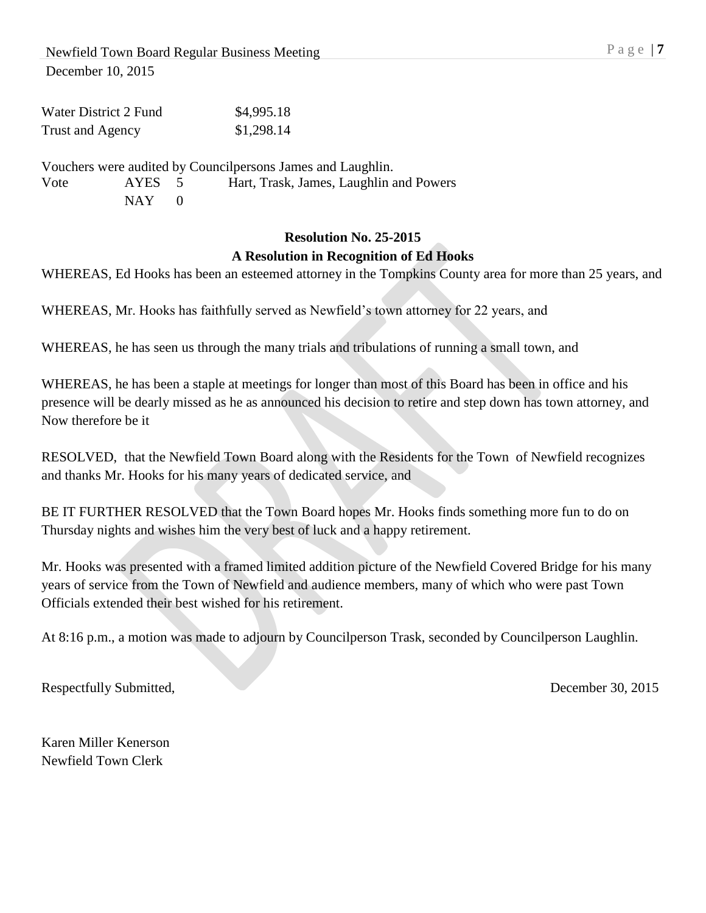| | |
|---|---|
| Water District 2 Fund | $4,995.18 |
| Trust and Agency | $1,298.14 |

Vouchers were audited by Councilpersons James and Laughlin.

| | | | |
|---|---|---|---|
| Vote | AYES | 5 | Hart, Trask, James, Laughlin and Powers |
| | NAY | 0 | |

**Resolution No. 25-2015**

**A Resolution in Recognition of Ed Hooks**

WHEREAS, Ed Hooks has been an esteemed attorney in the Tompkins County area for more than 25 years, and

WHEREAS, Mr. Hooks has faithfully served as Newfield's town attorney for 22 years, and

WHEREAS, he has seen us through the many trials and tribulations of running a small town, and

WHEREAS, he has been a staple at meetings for longer than most of this Board has been in office and his presence will be dearly missed as he as announced his decision to retire and step down has town attorney, and Now therefore be it

RESOLVED, that the Newfield Town Board along with the Residents for the Town of Newfield recognizes and thanks Mr. Hooks for his many years of dedicated service, and

BE IT FURTHER RESOLVED that the Town Board hopes Mr. Hooks finds something more fun to do on Thursday nights and wishes him the very best of luck and a happy retirement.

Mr. Hooks was presented with a framed limited addition picture of the Newfield Covered Bridge for his many years of service from the Town of Newfield and audience members, many of which who were past Town Officials extended their best wished for his retirement.

At 8:16 p.m., a motion was made to adjourn by Councilperson Trask, seconded by Councilperson Laughlin.

Respectfully Submitted, December 30, 2015

Karen Miller Kenerson
Newfield Town Clerk